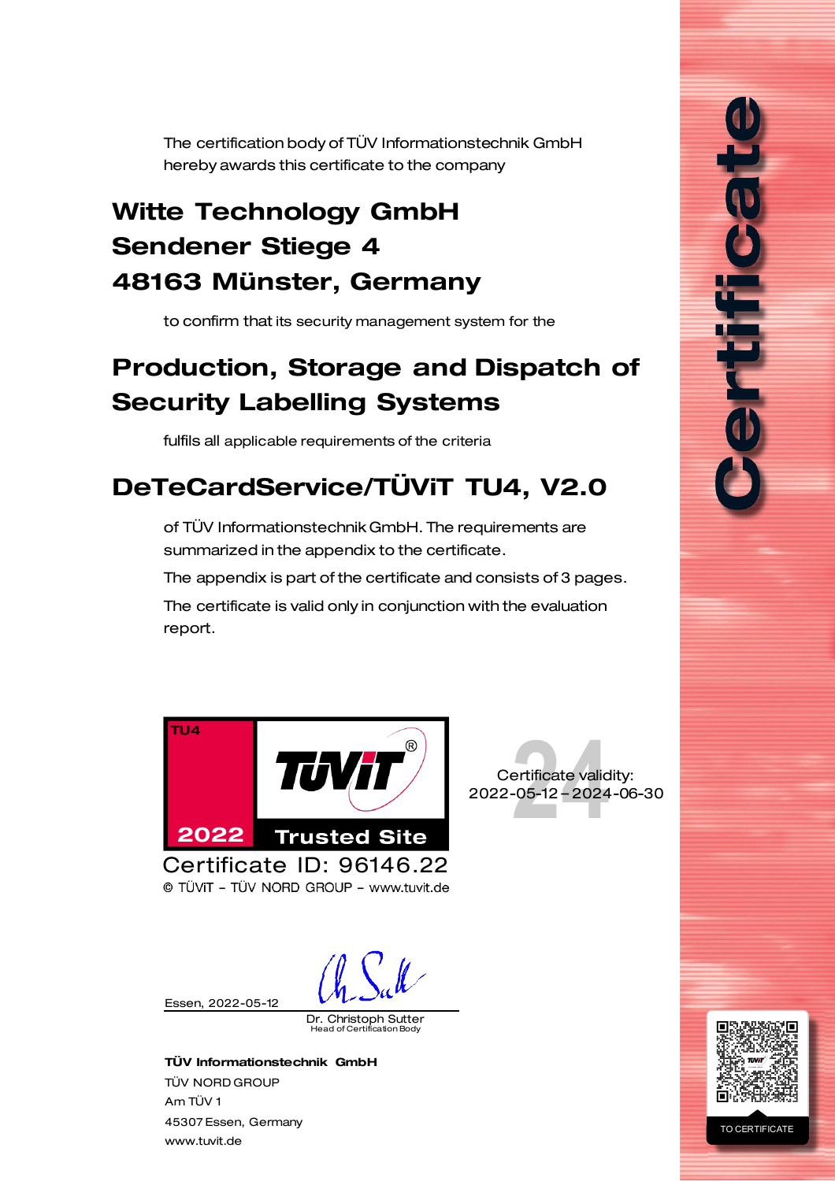# Certificate

The certification body of TÜV Informationstechnik GmbH hereby awards this certificate to the company

## Witte Technology GmbH
## Sendener Stiege 4
## 48163 Münster, Germany

to confirm that its security management system for the

## Production, Storage and Dispatch of Security Labelling Systems

fulfils all applicable requirements of the criteria

## DeTeCardService/TÜViT TU4, V2.0

of TÜV Informationstechnik GmbH. The requirements are summarized in the appendix to the certificate.

The appendix is part of the certificate and consists of 3 pages.

The certificate is valid only in conjunction with the evaluation report.

TU4 TÜViT® 2022 Trusted Site

Certificate ID: 96146.22

© TÜViT – TÜV NORD GROUP – www.tuvit.de

Certificate validity:
2022-05-12 – 2024-06-30

Essen, 2022-05-12

Dr. Christoph Sutter
Head of Certification Body

**TÜV Informationstechnik GmbH**
TÜV NORD GROUP
Am TÜV 1
45307 Essen, Germany
www.tuvit.de

TO CERTIFICATE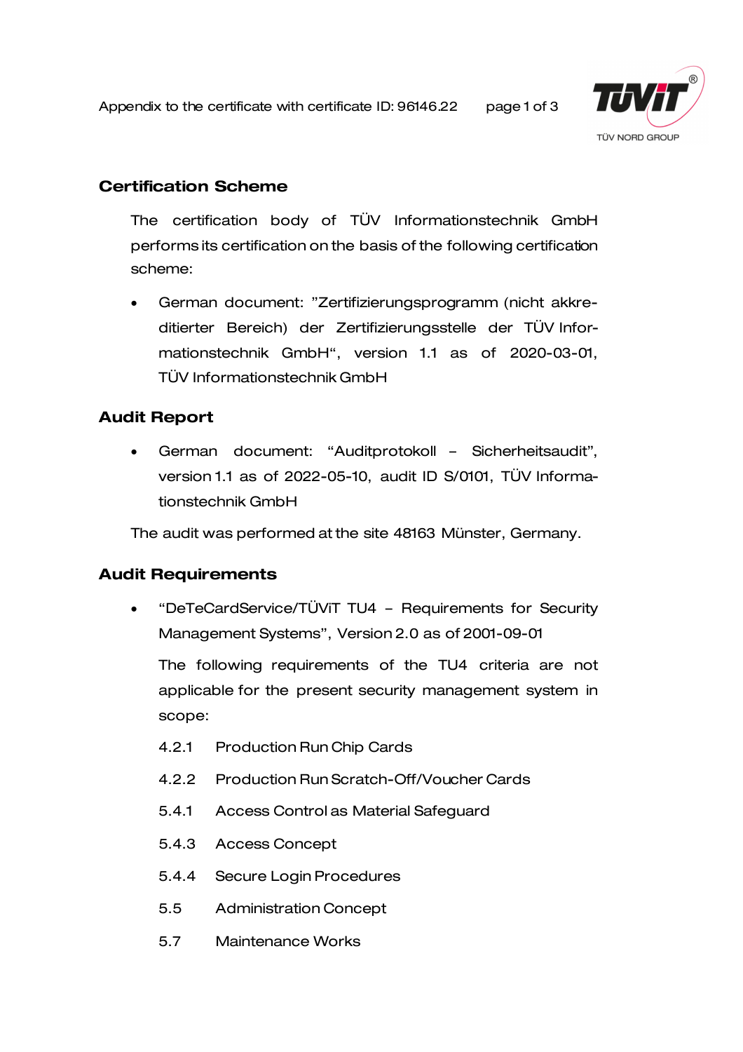## Certification Scheme

The certification body of TÜV Informationstechnik GmbH performs its certification on the basis of the following certification scheme:

- German document: "Zertifizierungsprogramm (nicht akkreditierter Bereich) der Zertifizierungsstelle der TÜV Informationstechnik GmbH", version 1.1 as of 2020-03-01, TÜV Informationstechnik GmbH

## Audit Report

- German document: "Auditprotokoll – Sicherheitsaudit", version 1.1 as of 2022-05-10, audit ID S/0101, TÜV Informationstechnik GmbH

The audit was performed at the site 48163 Münster, Germany.

## Audit Requirements

- "DeTeCardService/TÜViT TU4 – Requirements for Security Management Systems", Version 2.0 as of 2001-09-01

  The following requirements of the TU4 criteria are not applicable for the present security management system in scope:

  4.2.1 Production Run Chip Cards

  4.2.2 Production Run Scratch-Off/Voucher Cards

  5.4.1 Access Control as Material Safeguard

  5.4.3 Access Concept

  5.4.4 Secure Login Procedures

  5.5 Administration Concept

  5.7 Maintenance Works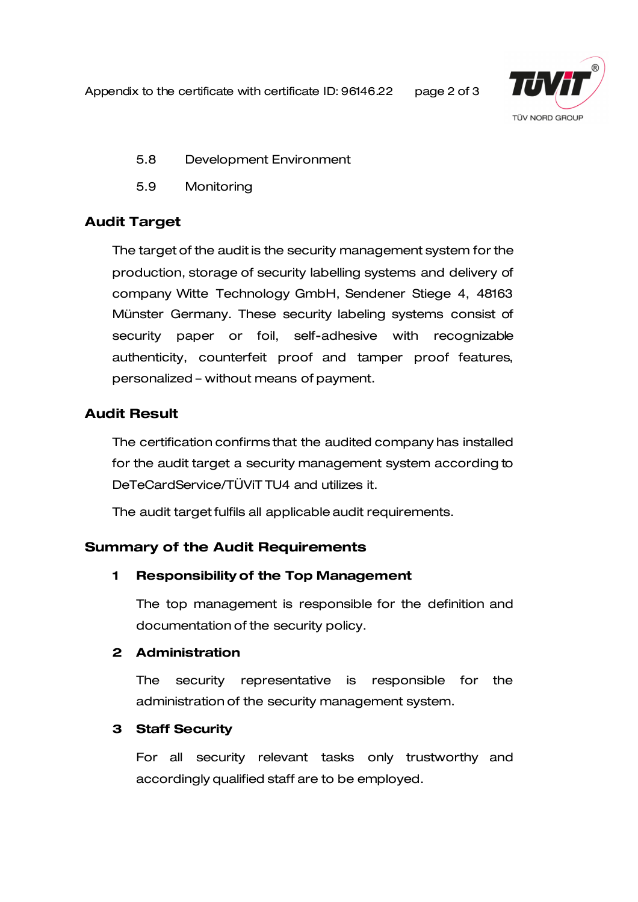5.8 Development Environment

5.9 Monitoring

## Audit Target

The target of the audit is the security management system for the production, storage of security labelling systems and delivery of company Witte Technology GmbH, Sendener Stiege 4, 48163 Münster Germany. These security labeling systems consist of security paper or foil, self-adhesive with recognizable authenticity, counterfeit proof and tamper proof features, personalized – without means of payment.

## Audit Result

The certification confirms that the audited company has installed for the audit target a security management system according to DeTeCardService/TÜViT TU4 and utilizes it.

The audit target fulfils all applicable audit requirements.

## Summary of the Audit Requirements

### 1 Responsibility of the Top Management

The top management is responsible for the definition and documentation of the security policy.

### 2 Administration

The security representative is responsible for the administration of the security management system.

### 3 Staff Security

For all security relevant tasks only trustworthy and accordingly qualified staff are to be employed.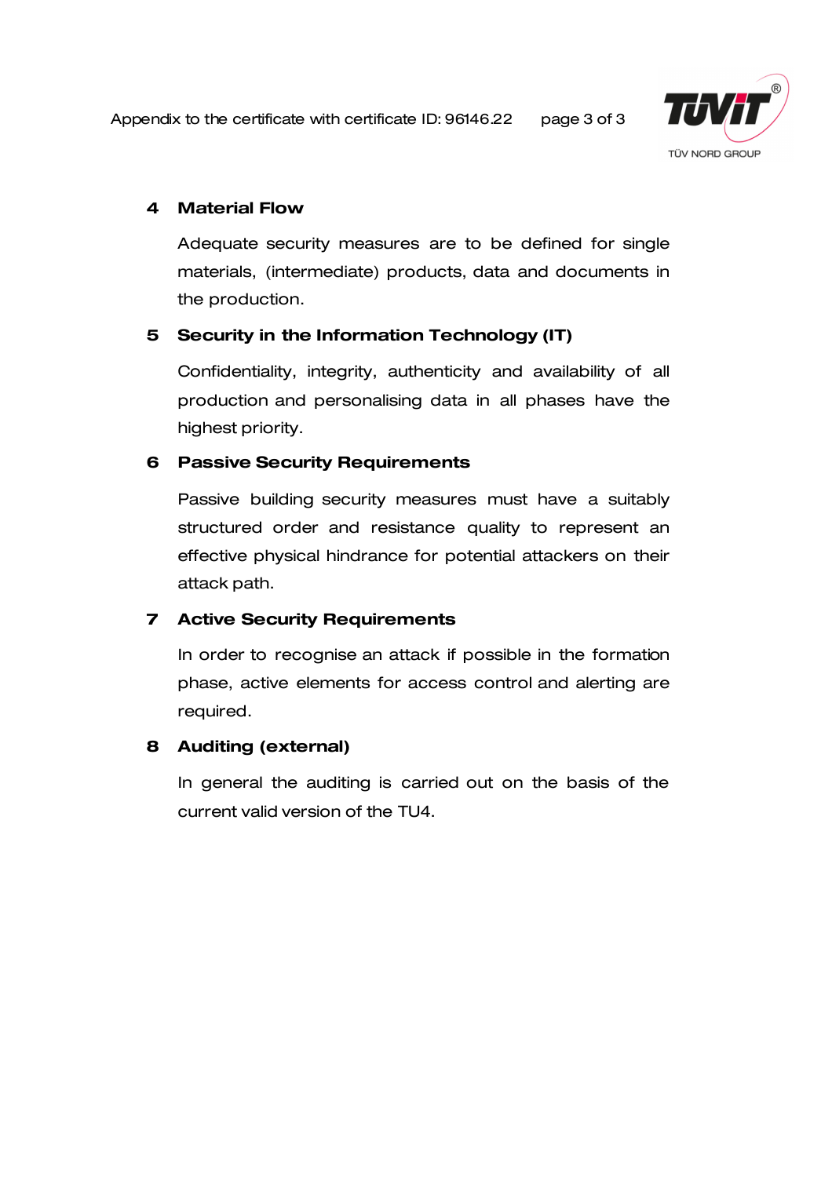## 4 Material Flow

Adequate security measures are to be defined for single materials, (intermediate) products, data and documents in the production.

## 5 Security in the Information Technology (IT)

Confidentiality, integrity, authenticity and availability of all production and personalising data in all phases have the highest priority.

## 6 Passive Security Requirements

Passive building security measures must have a suitably structured order and resistance quality to represent an effective physical hindrance for potential attackers on their attack path.

## 7 Active Security Requirements

In order to recognise an attack if possible in the formation phase, active elements for access control and alerting are required.

## 8 Auditing (external)

In general the auditing is carried out on the basis of the current valid version of the TU4.